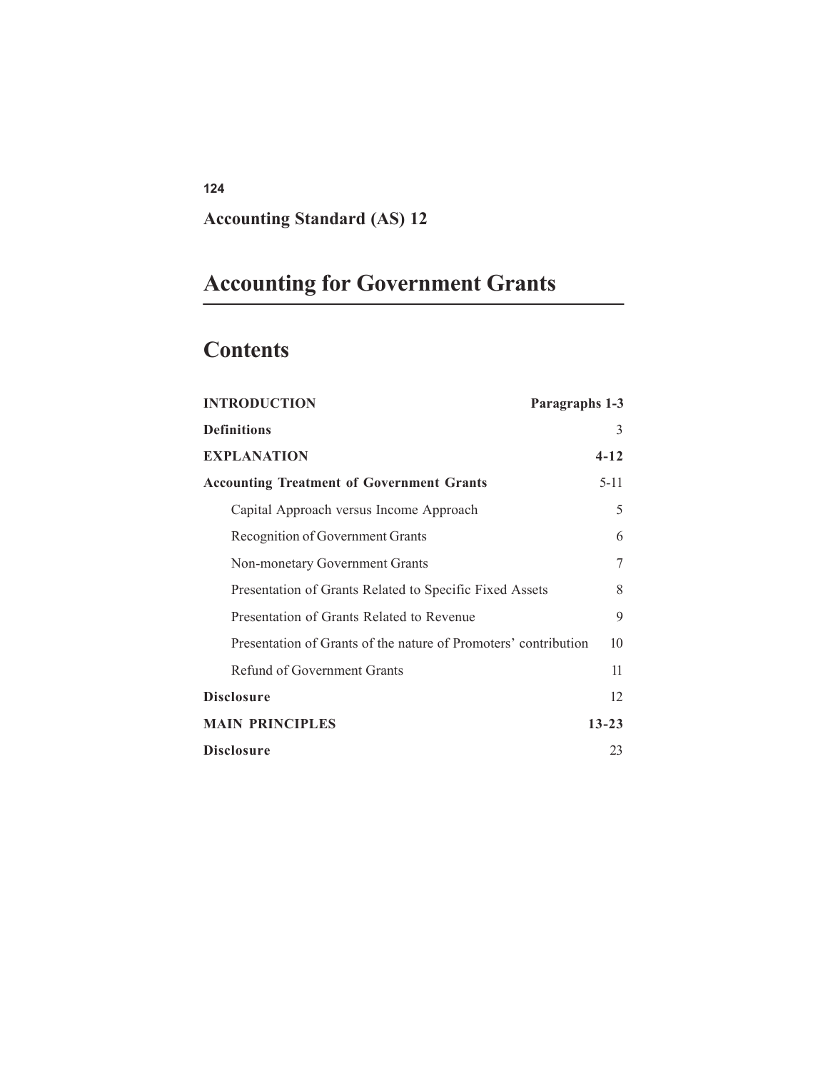## Accounting Standard (AS) 12

# Accounting for Government Grants

## Contents

| | |
|---|---|
| **INTRODUCTION** | **Paragraphs 1-3** |
| **Definitions** | 3 |
| **EXPLANATION** | **4-12** |
| **Accounting Treatment of Government Grants** | 5-11 |
| Capital Approach versus Income Approach | 5 |
| Recognition of Government Grants | 6 |
| Non-monetary Government Grants | 7 |
| Presentation of Grants Related to Specific Fixed Assets | 8 |
| Presentation of Grants Related to Revenue | 9 |
| Presentation of Grants of the nature of Promoters' contribution | 10 |
| Refund of Government Grants | 11 |
| **Disclosure** | 12 |
| **MAIN PRINCIPLES** | **13-23** |
| **Disclosure** | 23 |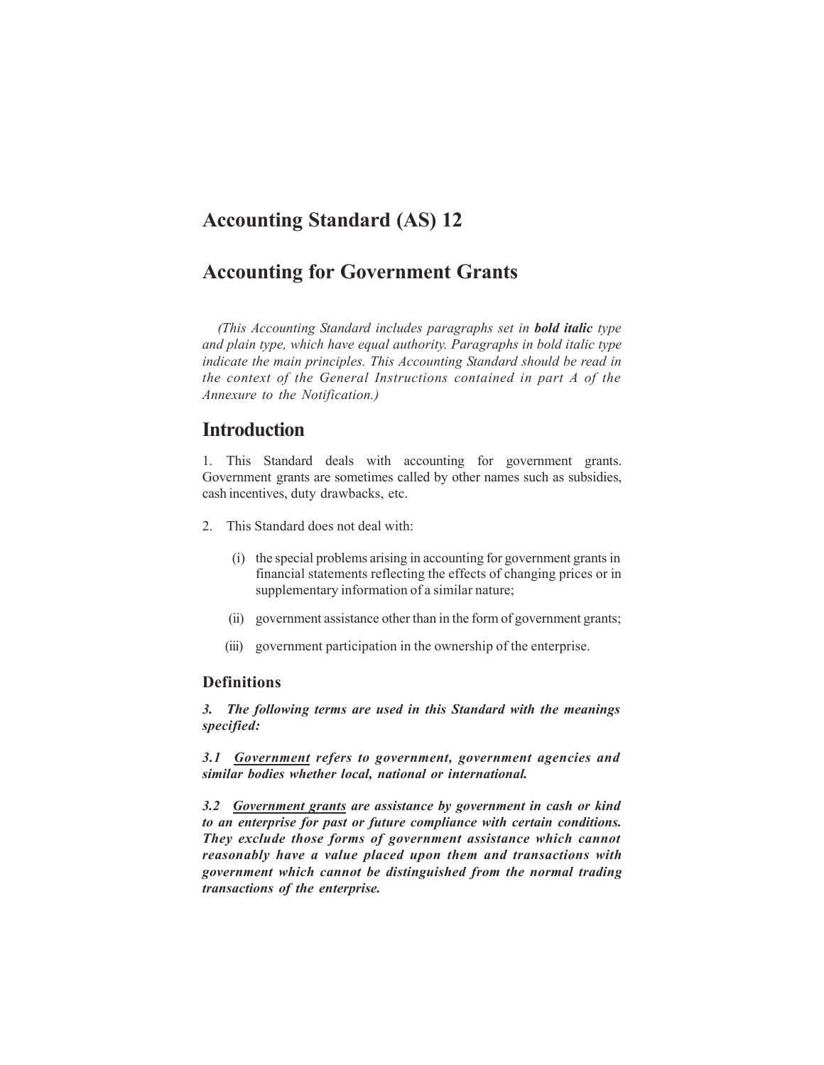# Accounting Standard (AS) 12

# Accounting for Government Grants

*(This Accounting Standard includes paragraphs set in **bold italic** type and plain type, which have equal authority. Paragraphs in bold italic type indicate the main principles. This Accounting Standard should be read in the context of the General Instructions contained in part A of the Annexure to the Notification.)*

## Introduction

1. This Standard deals with accounting for government grants. Government grants are sometimes called by other names such as subsidies, cash incentives, duty drawbacks, etc.

2. This Standard does not deal with:

   (i) the special problems arising in accounting for government grants in financial statements reflecting the effects of changing prices or in supplementary information of a similar nature;

   (ii) government assistance other than in the form of government grants;

   (iii) government participation in the ownership of the enterprise.

### Definitions

***3. The following terms are used in this Standard with the meanings specified:***

***3.1 <u>Government</u> refers to government, government agencies and similar bodies whether local, national or international.***

***3.2 <u>Government grants</u> are assistance by government in cash or kind to an enterprise for past or future compliance with certain conditions. They exclude those forms of government assistance which cannot reasonably have a value placed upon them and transactions with government which cannot be distinguished from the normal trading transactions of the enterprise.***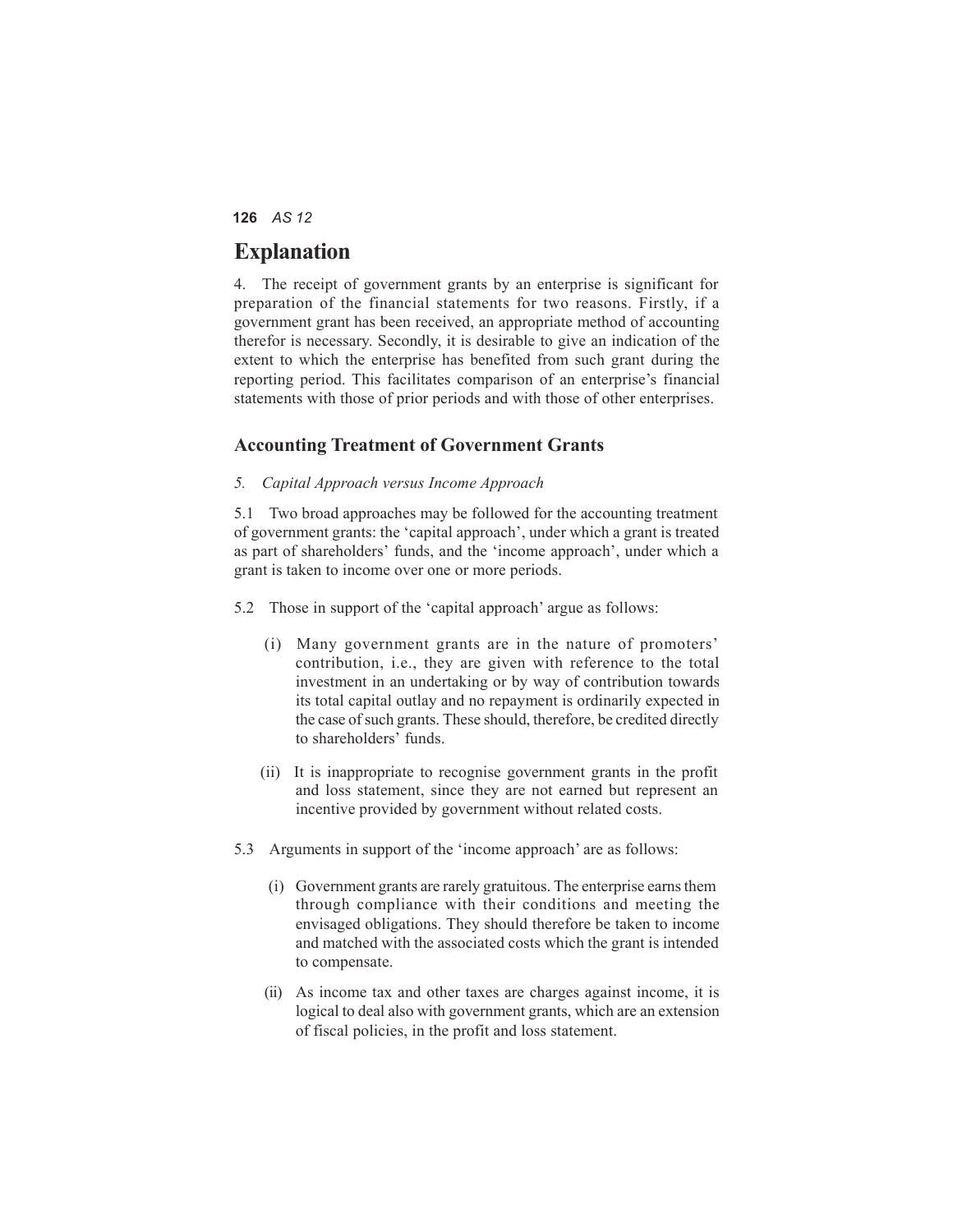# Explanation

4. The receipt of government grants by an enterprise is significant for preparation of the financial statements for two reasons. Firstly, if a government grant has been received, an appropriate method of accounting therefor is necessary. Secondly, it is desirable to give an indication of the extent to which the enterprise has benefited from such grant during the reporting period. This facilitates comparison of an enterprise's financial statements with those of prior periods and with those of other enterprises.

## Accounting Treatment of Government Grants

*5. Capital Approach versus Income Approach*

5.1 Two broad approaches may be followed for the accounting treatment of government grants: the 'capital approach', under which a grant is treated as part of shareholders' funds, and the 'income approach', under which a grant is taken to income over one or more periods.

5.2 Those in support of the 'capital approach' argue as follows:

(i) Many government grants are in the nature of promoters' contribution, i.e., they are given with reference to the total investment in an undertaking or by way of contribution towards its total capital outlay and no repayment is ordinarily expected in the case of such grants. These should, therefore, be credited directly to shareholders' funds.

(ii) It is inappropriate to recognise government grants in the profit and loss statement, since they are not earned but represent an incentive provided by government without related costs.

5.3 Arguments in support of the 'income approach' are as follows:

(i) Government grants are rarely gratuitous. The enterprise earns them through compliance with their conditions and meeting the envisaged obligations. They should therefore be taken to income and matched with the associated costs which the grant is intended to compensate.

(ii) As income tax and other taxes are charges against income, it is logical to deal also with government grants, which are an extension of fiscal policies, in the profit and loss statement.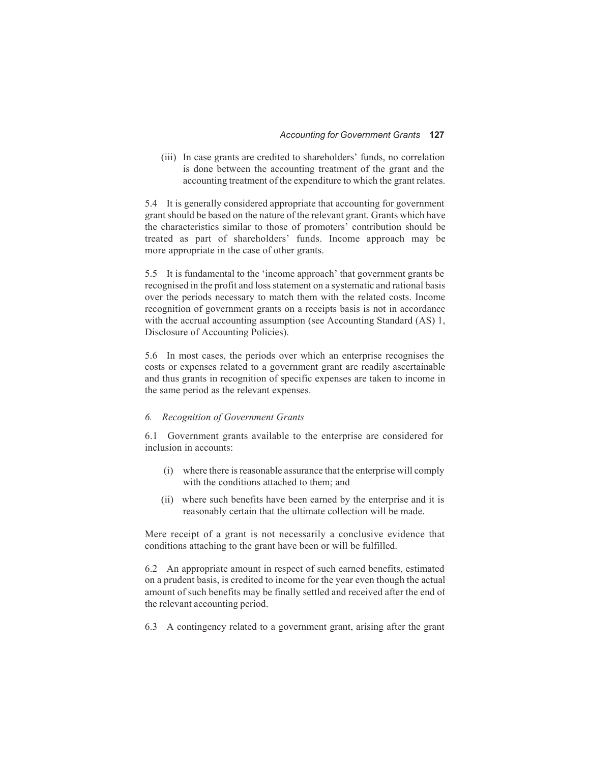(iii) In case grants are credited to shareholders' funds, no correlation is done between the accounting treatment of the grant and the accounting treatment of the expenditure to which the grant relates.

5.4 It is generally considered appropriate that accounting for government grant should be based on the nature of the relevant grant. Grants which have the characteristics similar to those of promoters' contribution should be treated as part of shareholders' funds. Income approach may be more appropriate in the case of other grants.

5.5 It is fundamental to the 'income approach' that government grants be recognised in the profit and loss statement on a systematic and rational basis over the periods necessary to match them with the related costs. Income recognition of government grants on a receipts basis is not in accordance with the accrual accounting assumption (see Accounting Standard (AS) 1, Disclosure of Accounting Policies).

5.6 In most cases, the periods over which an enterprise recognises the costs or expenses related to a government grant are readily ascertainable and thus grants in recognition of specific expenses are taken to income in the same period as the relevant expenses.

### *6. Recognition of Government Grants*

6.1 Government grants available to the enterprise are considered for inclusion in accounts:

(i) where there is reasonable assurance that the enterprise will comply with the conditions attached to them; and

(ii) where such benefits have been earned by the enterprise and it is reasonably certain that the ultimate collection will be made.

Mere receipt of a grant is not necessarily a conclusive evidence that conditions attaching to the grant have been or will be fulfilled.

6.2 An appropriate amount in respect of such earned benefits, estimated on a prudent basis, is credited to income for the year even though the actual amount of such benefits may be finally settled and received after the end of the relevant accounting period.

6.3 A contingency related to a government grant, arising after the grant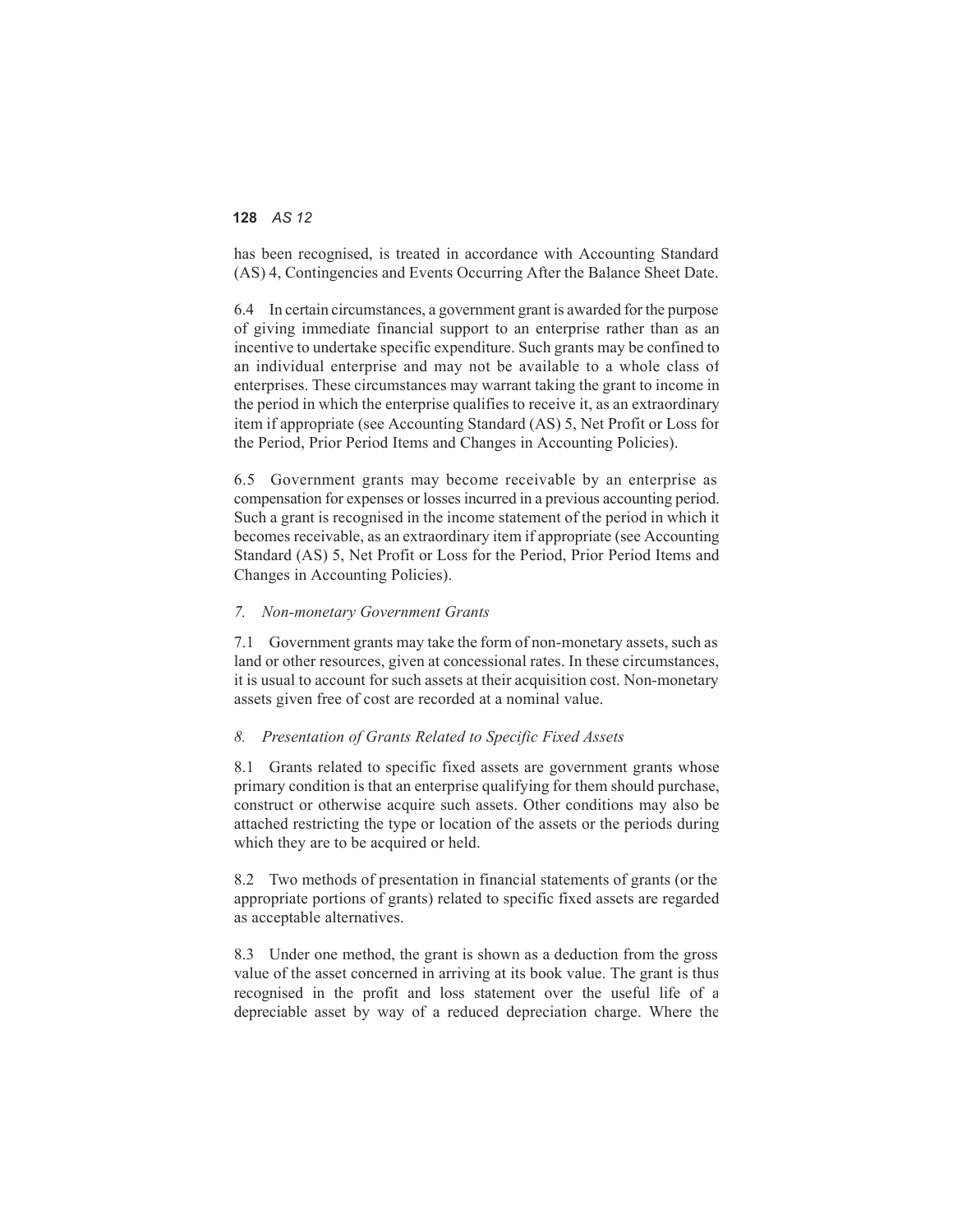has been recognised, is treated in accordance with Accounting Standard (AS) 4, Contingencies and Events Occurring After the Balance Sheet Date.

6.4 In certain circumstances, a government grant is awarded for the purpose of giving immediate financial support to an enterprise rather than as an incentive to undertake specific expenditure. Such grants may be confined to an individual enterprise and may not be available to a whole class of enterprises. These circumstances may warrant taking the grant to income in the period in which the enterprise qualifies to receive it, as an extraordinary item if appropriate (see Accounting Standard (AS) 5, Net Profit or Loss for the Period, Prior Period Items and Changes in Accounting Policies).

6.5 Government grants may become receivable by an enterprise as compensation for expenses or losses incurred in a previous accounting period. Such a grant is recognised in the income statement of the period in which it becomes receivable, as an extraordinary item if appropriate (see Accounting Standard (AS) 5, Net Profit or Loss for the Period, Prior Period Items and Changes in Accounting Policies).

### *7. Non-monetary Government Grants*

7.1 Government grants may take the form of non-monetary assets, such as land or other resources, given at concessional rates. In these circumstances, it is usual to account for such assets at their acquisition cost. Non-monetary assets given free of cost are recorded at a nominal value.

### *8. Presentation of Grants Related to Specific Fixed Assets*

8.1 Grants related to specific fixed assets are government grants whose primary condition is that an enterprise qualifying for them should purchase, construct or otherwise acquire such assets. Other conditions may also be attached restricting the type or location of the assets or the periods during which they are to be acquired or held.

8.2 Two methods of presentation in financial statements of grants (or the appropriate portions of grants) related to specific fixed assets are regarded as acceptable alternatives.

8.3 Under one method, the grant is shown as a deduction from the gross value of the asset concerned in arriving at its book value. The grant is thus recognised in the profit and loss statement over the useful life of a depreciable asset by way of a reduced depreciation charge. Where the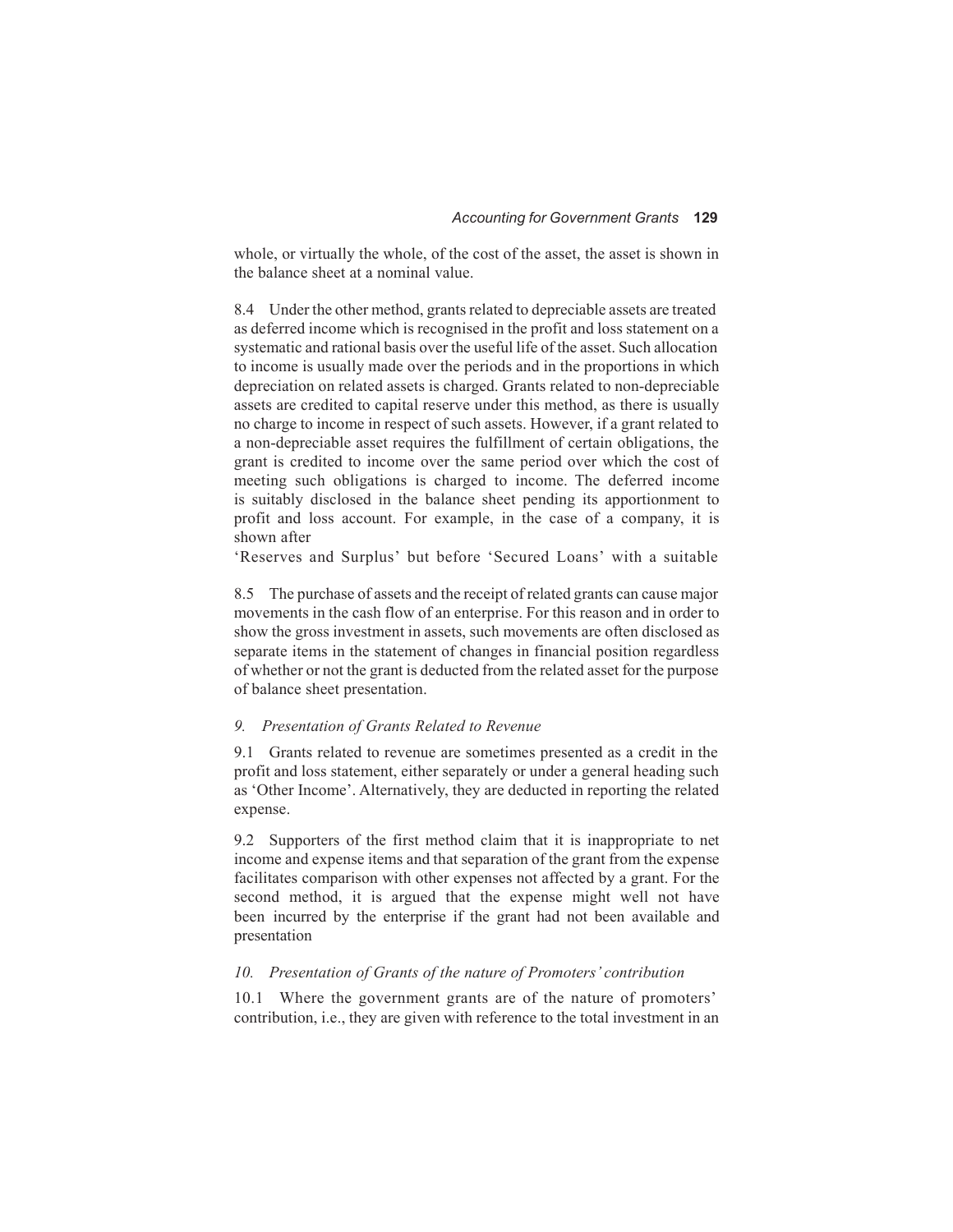whole, or virtually the whole, of the cost of the asset, the asset is shown in the balance sheet at a nominal value.

8.4 Under the other method, grants related to depreciable assets are treated as deferred income which is recognised in the profit and loss statement on a systematic and rational basis over the useful life of the asset. Such allocation to income is usually made over the periods and in the proportions in which depreciation on related assets is charged. Grants related to non-depreciable assets are credited to capital reserve under this method, as there is usually no charge to income in respect of such assets. However, if a grant related to a non-depreciable asset requires the fulfillment of certain obligations, the grant is credited to income over the same period over which the cost of meeting such obligations is charged to income. The deferred income is suitably disclosed in the balance sheet pending its apportionment to profit and loss account. For example, in the case of a company, it is shown after
'Reserves and Surplus' but before 'Secured Loans' with a suitable

8.5 The purchase of assets and the receipt of related grants can cause major movements in the cash flow of an enterprise. For this reason and in order to show the gross investment in assets, such movements are often disclosed as separate items in the statement of changes in financial position regardless of whether or not the grant is deducted from the related asset for the purpose of balance sheet presentation.

### *9. Presentation of Grants Related to Revenue*

9.1 Grants related to revenue are sometimes presented as a credit in the profit and loss statement, either separately or under a general heading such as 'Other Income'. Alternatively, they are deducted in reporting the related expense.

9.2 Supporters of the first method claim that it is inappropriate to net income and expense items and that separation of the grant from the expense facilitates comparison with other expenses not affected by a grant. For the second method, it is argued that the expense might well not have been incurred by the enterprise if the grant had not been available and presentation

### *10. Presentation of Grants of the nature of Promoters' contribution*

10.1 Where the government grants are of the nature of promoters' contribution, i.e., they are given with reference to the total investment in an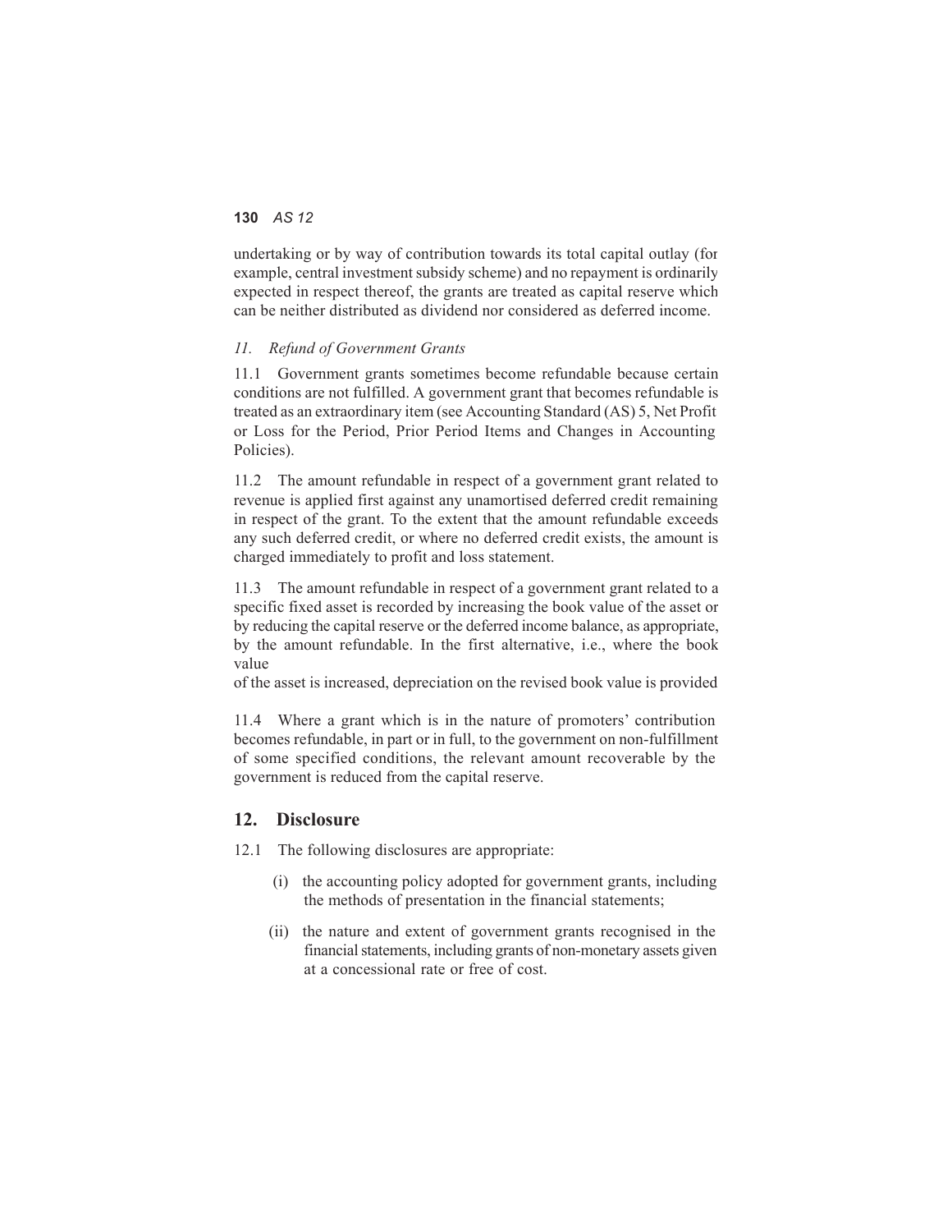undertaking or by way of contribution towards its total capital outlay (for example, central investment subsidy scheme) and no repayment is ordinarily expected in respect thereof, the grants are treated as capital reserve which can be neither distributed as dividend nor considered as deferred income.

*11. Refund of Government Grants*

11.1 Government grants sometimes become refundable because certain conditions are not fulfilled. A government grant that becomes refundable is treated as an extraordinary item (see Accounting Standard (AS) 5, Net Profit or Loss for the Period, Prior Period Items and Changes in Accounting Policies).

11.2 The amount refundable in respect of a government grant related to revenue is applied first against any unamortised deferred credit remaining in respect of the grant. To the extent that the amount refundable exceeds any such deferred credit, or where no deferred credit exists, the amount is charged immediately to profit and loss statement.

11.3 The amount refundable in respect of a government grant related to a specific fixed asset is recorded by increasing the book value of the asset or by reducing the capital reserve or the deferred income balance, as appropriate, by the amount refundable. In the first alternative, i.e., where the book value of the asset is increased, depreciation on the revised book value is provided

11.4 Where a grant which is in the nature of promoters' contribution becomes refundable, in part or in full, to the government on non-fulfillment of some specified conditions, the relevant amount recoverable by the government is reduced from the capital reserve.

## 12. Disclosure

12.1 The following disclosures are appropriate:

(i) the accounting policy adopted for government grants, including the methods of presentation in the financial statements;

(ii) the nature and extent of government grants recognised in the financial statements, including grants of non-monetary assets given at a concessional rate or free of cost.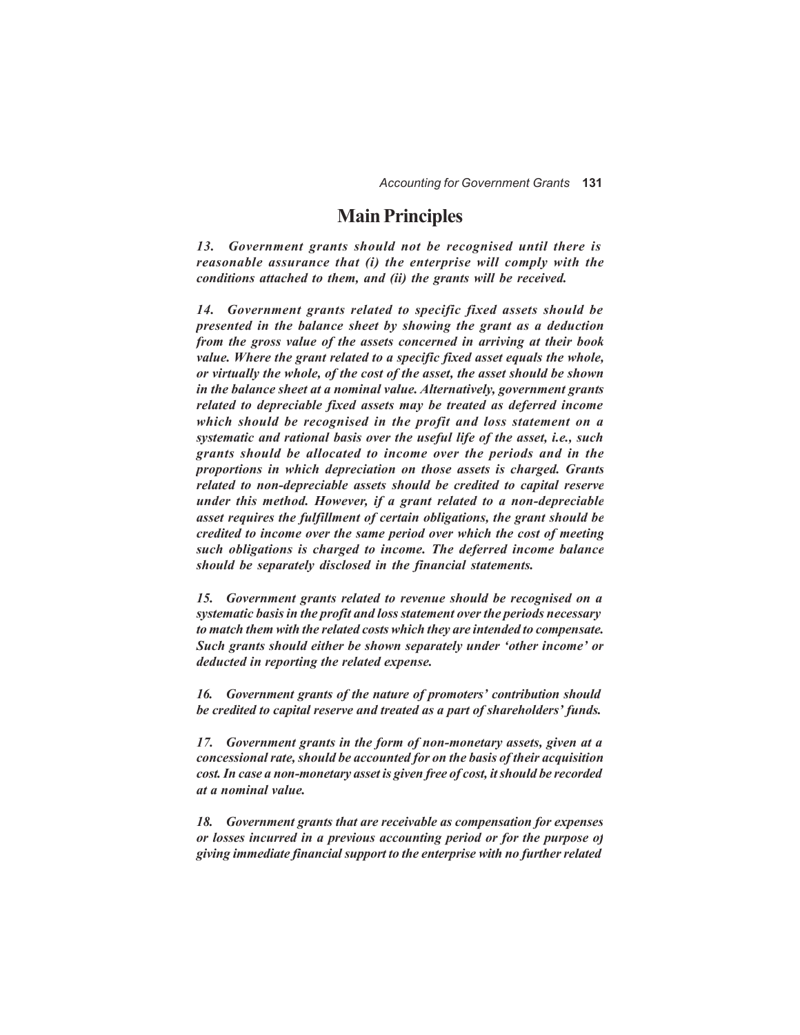## Main Principles

***13. Government grants should not be recognised until there is reasonable assurance that (i) the enterprise will comply with the conditions attached to them, and (ii) the grants will be received.***

***14. Government grants related to specific fixed assets should be presented in the balance sheet by showing the grant as a deduction from the gross value of the assets concerned in arriving at their book value. Where the grant related to a specific fixed asset equals the whole, or virtually the whole, of the cost of the asset, the asset should be shown in the balance sheet at a nominal value. Alternatively, government grants related to depreciable fixed assets may be treated as deferred income which should be recognised in the profit and loss statement on a systematic and rational basis over the useful life of the asset, i.e., such grants should be allocated to income over the periods and in the proportions in which depreciation on those assets is charged. Grants related to non-depreciable assets should be credited to capital reserve under this method. However, if a grant related to a non-depreciable asset requires the fulfillment of certain obligations, the grant should be credited to income over the same period over which the cost of meeting such obligations is charged to income. The deferred income balance should be separately disclosed in the financial statements.***

***15. Government grants related to revenue should be recognised on a systematic basis in the profit and loss statement over the periods necessary to match them with the related costs which they are intended to compensate. Such grants should either be shown separately under 'other income' or deducted in reporting the related expense.***

***16. Government grants of the nature of promoters' contribution should be credited to capital reserve and treated as a part of shareholders' funds.***

***17. Government grants in the form of non-monetary assets, given at a concessional rate, should be accounted for on the basis of their acquisition cost. In case a non-monetary asset is given free of cost, it should be recorded at a nominal value.***

***18. Government grants that are receivable as compensation for expenses or losses incurred in a previous accounting period or for the purpose of giving immediate financial support to the enterprise with no further related***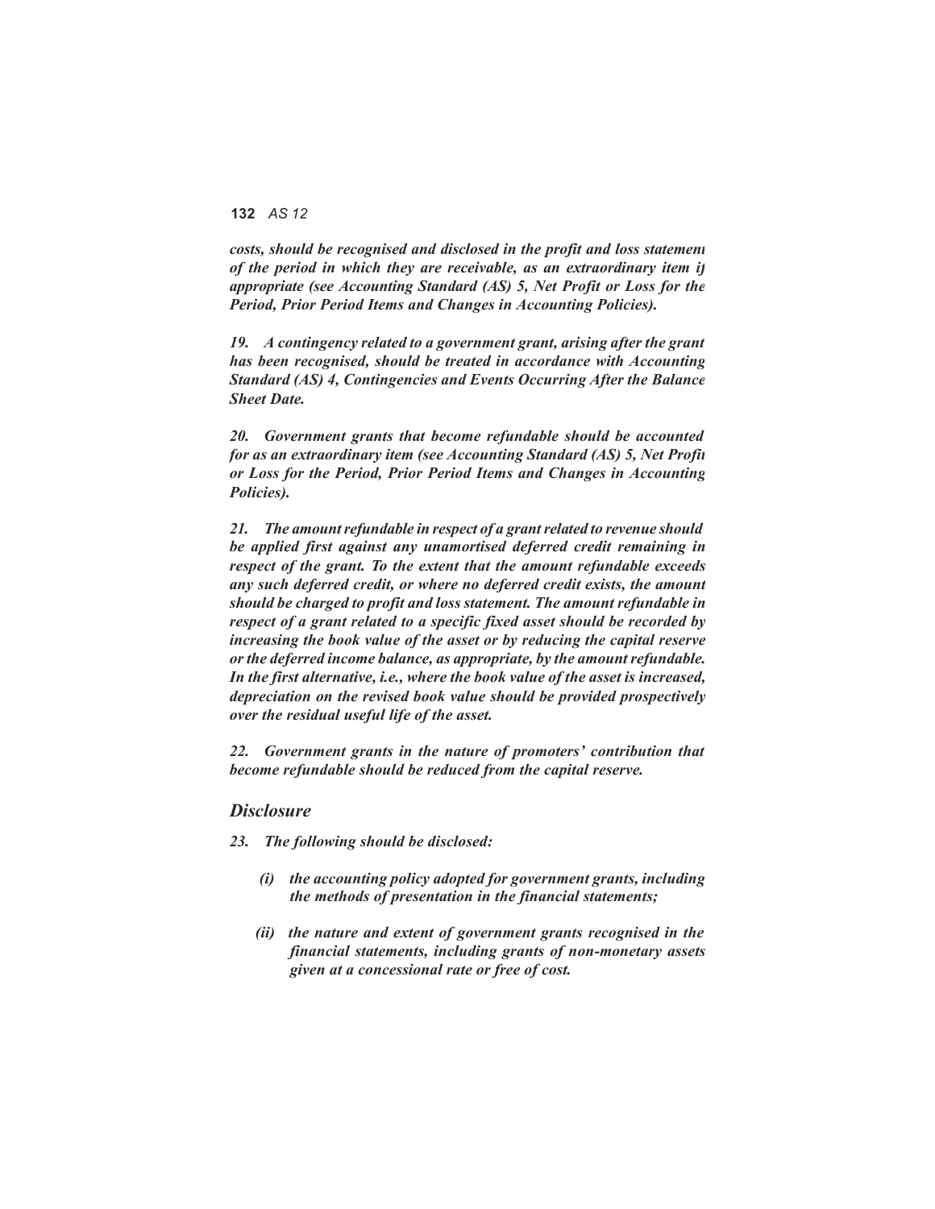*costs, should be recognised and disclosed in the profit and loss statement of the period in which they are receivable, as an extraordinary item if appropriate (see Accounting Standard (AS) 5, Net Profit or Loss for the Period, Prior Period Items and Changes in Accounting Policies).*

*19. A contingency related to a government grant, arising after the grant has been recognised, should be treated in accordance with Accounting Standard (AS) 4, Contingencies and Events Occurring After the Balance Sheet Date.*

*20. Government grants that become refundable should be accounted for as an extraordinary item (see Accounting Standard (AS) 5, Net Profit or Loss for the Period, Prior Period Items and Changes in Accounting Policies).*

*21. The amount refundable in respect of a grant related to revenue should be applied first against any unamortised deferred credit remaining in respect of the grant. To the extent that the amount refundable exceeds any such deferred credit, or where no deferred credit exists, the amount should be charged to profit and loss statement. The amount refundable in respect of a grant related to a specific fixed asset should be recorded by increasing the book value of the asset or by reducing the capital reserve or the deferred income balance, as appropriate, by the amount refundable. In the first alternative, i.e., where the book value of the asset is increased, depreciation on the revised book value should be provided prospectively over the residual useful life of the asset.*

*22. Government grants in the nature of promoters' contribution that become refundable should be reduced from the capital reserve.*

## *Disclosure*

*23. The following should be disclosed:*

*(i) the accounting policy adopted for government grants, including the methods of presentation in the financial statements;*

*(ii) the nature and extent of government grants recognised in the financial statements, including grants of non-monetary assets given at a concessional rate or free of cost.*